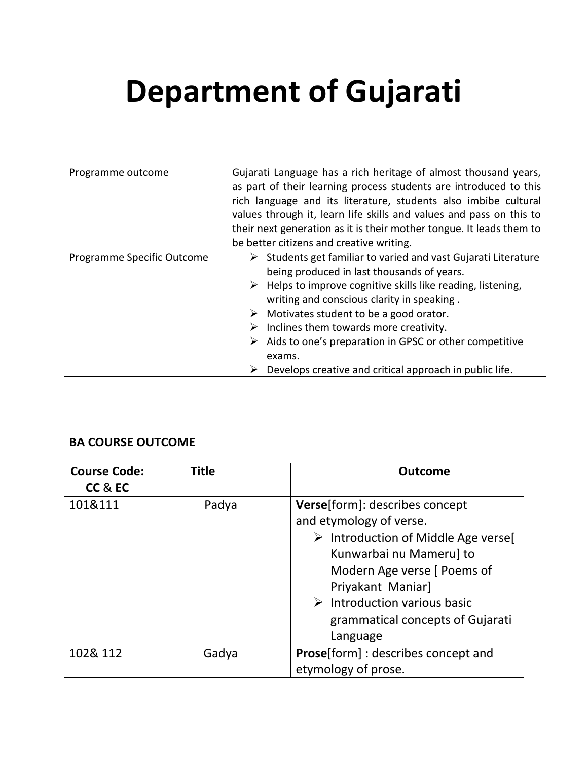# Department of Gujarati

| | |
|---|---|
| Programme outcome | Gujarati Language has a rich heritage of almost thousand years, as part of their learning process students are introduced to this rich language and its literature, students also imbibe cultural values through it, learn life skills and values and pass on this to their next generation as it is their mother tongue. It leads them to be better citizens and creative writing. |
| Programme Specific Outcome | ➢ Students get familiar to varied and vast Gujarati Literature being produced in last thousands of years.<br>➢ Helps to improve cognitive skills like reading, listening, writing and conscious clarity in speaking .<br>➢ Motivates student to be a good orator.<br>➢ Inclines them towards more creativity.<br>➢ Aids to one's preparation in GPSC or other competitive exams.<br>➢ Develops creative and critical approach in public life. |

**BA COURSE OUTCOME**

| **Course Code: CC** & **EC** | **Title** | **Outcome** |
|---|---|---|
| 101&111 | Padya | **Verse**[form]: describes concept and etymology of verse.<br>➢ Introduction of Middle Age verse[ Kunwarbai nu Mameru] to Modern Age verse [ Poems of Priyakant Maniar]<br>➢ Introduction various basic grammatical concepts of Gujarati Language |
| 102& 112 | Gadya | **Prose**[form] : describes concept and etymology of prose. |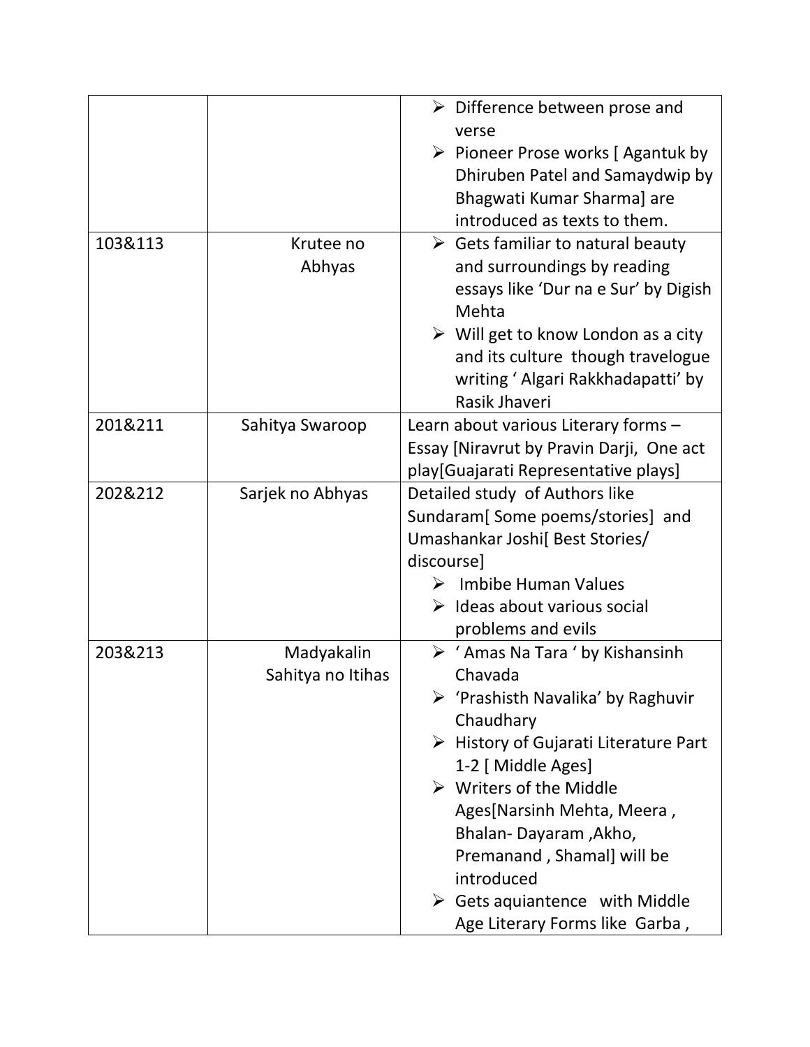|  |  |  |
|---|---|---|
|  |  | ➢ Difference between prose and verse<br>➢ Pioneer Prose works [ Agantuk by Dhiruben Patel and Samaydwip by Bhagwati Kumar Sharma] are introduced as texts to them. |
| 103&113 | Krutee no Abhyas | ➢ Gets familiar to natural beauty and surroundings by reading essays like 'Dur na e Sur' by Digish Mehta<br>➢ Will get to know London as a city and its culture though travelogue writing ' Algari Rakkhadapatti' by Rasik Jhaveri |
| 201&211 | Sahitya Swaroop | Learn about various Literary forms – Essay [Niravrut by Pravin Darji, One act play[Guajarati Representative plays] |
| 202&212 | Sarjek no Abhyas | Detailed study of Authors like Sundaram[ Some poems/stories] and Umashankar Joshi[ Best Stories/ discourse]<br>➢ Imbibe Human Values<br>➢ Ideas about various social problems and evils |
| 203&213 | Madyakalin Sahitya no Itihas | ➢ ' Amas Na Tara ' by Kishansinh Chavada<br>➢ 'Prashisth Navalika' by Raghuvir Chaudhary<br>➢ History of Gujarati Literature Part 1-2 [ Middle Ages]<br>➢ Writers of the Middle Ages[Narsinh Mehta, Meera , Bhalan- Dayaram ,Akho, Premanand , Shamal] will be introduced<br>➢ Gets aquiantence with Middle Age Literary Forms like Garba , |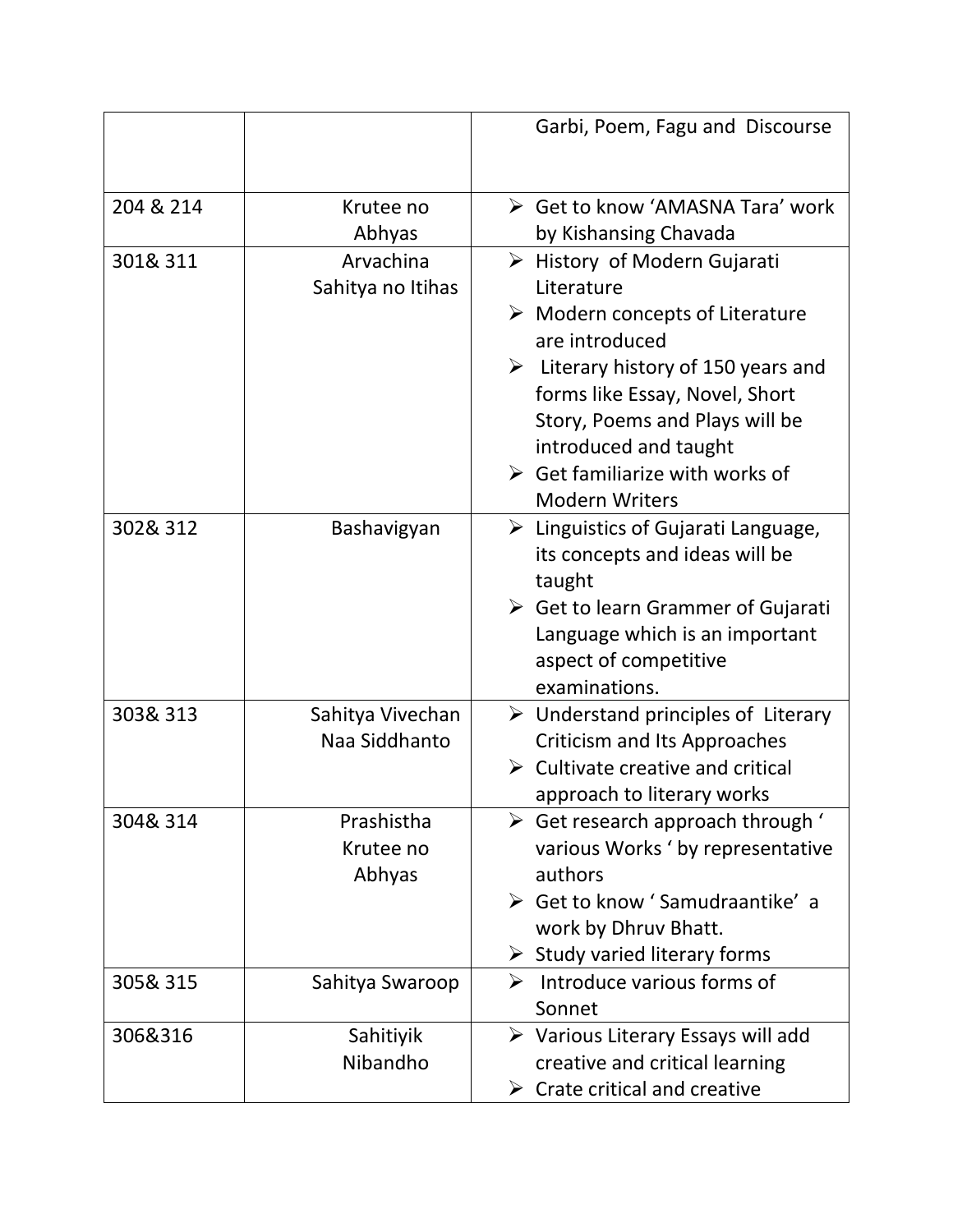| | | |
|---|---|---|
| | | Garbi, Poem, Fagu and Discourse |
| 204 & 214 | Krutee no Abhyas | ➢ Get to know 'AMASNA Tara' work by Kishansing Chavada |
| 301& 311 | Arvachina Sahitya no Itihas | ➢ History of Modern Gujarati Literature<br>➢ Modern concepts of Literature are introduced<br>➢ Literary history of 150 years and forms like Essay, Novel, Short Story, Poems and Plays will be introduced and taught<br>➢ Get familiarize with works of Modern Writers |
| 302& 312 | Bashavigyan | ➢ Linguistics of Gujarati Language, its concepts and ideas will be taught<br>➢ Get to learn Grammer of Gujarati Language which is an important aspect of competitive examinations. |
| 303& 313 | Sahitya Vivechan Naa Siddhanto | ➢ Understand principles of Literary Criticism and Its Approaches<br>➢ Cultivate creative and critical approach to literary works |
| 304& 314 | Prashistha Krutee no Abhyas | ➢ Get research approach through ' various Works ' by representative authors<br>➢ Get to know ' Samudraantike' a work by Dhruv Bhatt.<br>➢ Study varied literary forms |
| 305& 315 | Sahitya Swaroop | ➢ Introduce various forms of Sonnet |
| 306&316 | Sahitiyik Nibandho | ➢ Various Literary Essays will add creative and critical learning<br>➢ Crate critical and creative |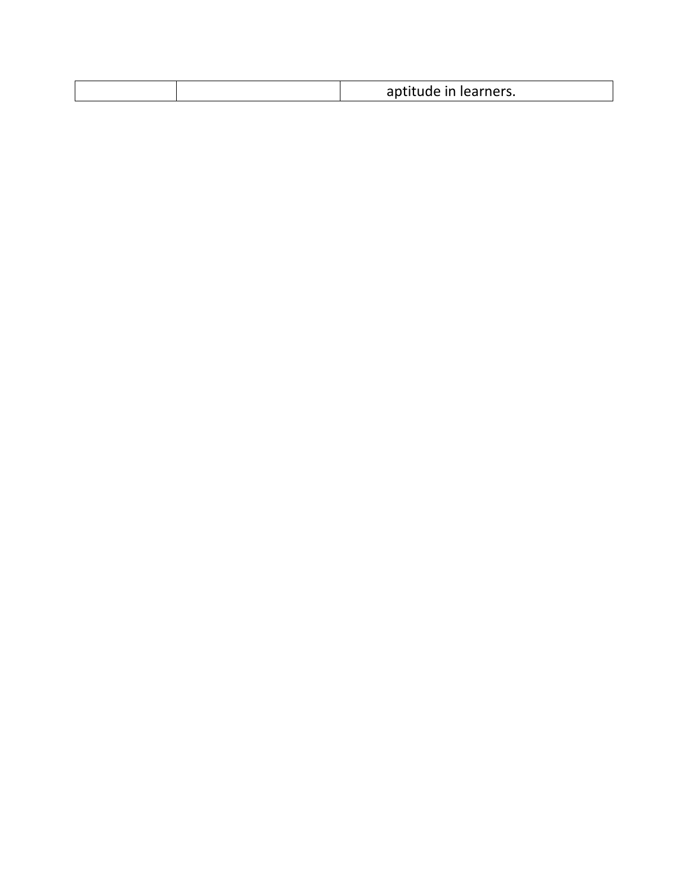| | | |
|---|---|---|
| | | aptitude in learners. |